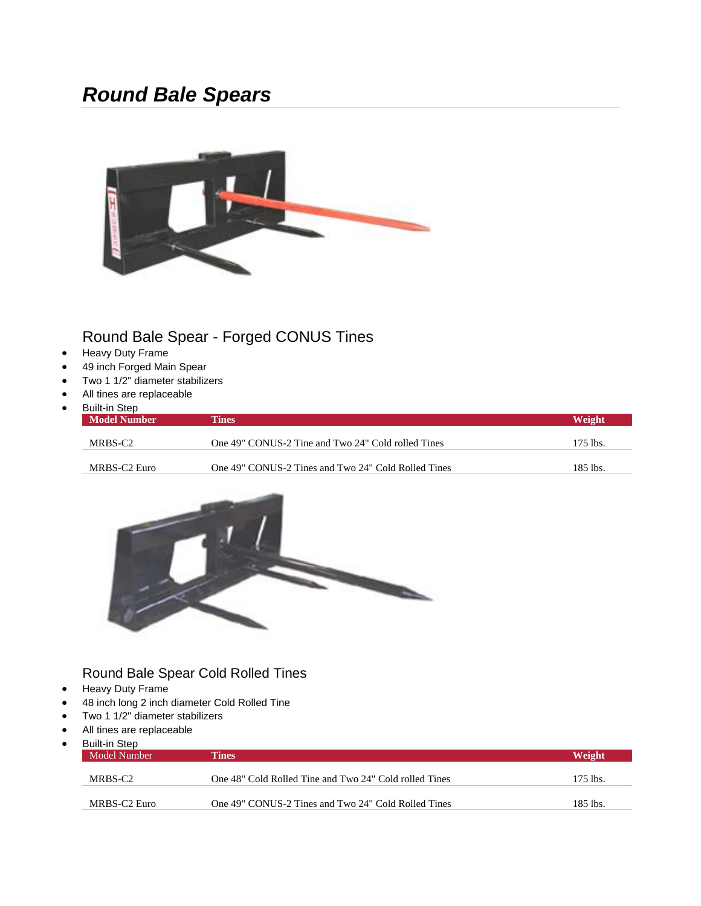# *Round Bale Spears*

## Round Bale Spear - Forged CONUS Tines

- Heavy Duty Frame
- 49 inch Forged Main Spear
- Two 1 1/2" diameter stabilizers
- All tines are replaceable
- Built-in Step

| Model Number | Tines | Weight |
|---|---|---|
| MRBS-C2 | One 49" CONUS-2 Tine and Two 24" Cold rolled Tines | 175 lbs. |
| MRBS-C2 Euro | One 49" CONUS-2 Tines and Two 24" Cold Rolled Tines | 185 lbs. |

## Round Bale Spear Cold Rolled Tines

- Heavy Duty Frame
- 48 inch long 2 inch diameter Cold Rolled Tine
- Two 1 1/2" diameter stabilizers
- All tines are replaceable
- Built-in Step

| Model Number | Tines | Weight |
|---|---|---|
| MRBS-C2 | One 48" Cold Rolled Tine and Two 24" Cold rolled Tines | 175 lbs. |
| MRBS-C2 Euro | One 49" CONUS-2 Tines and Two 24" Cold Rolled Tines | 185 lbs. |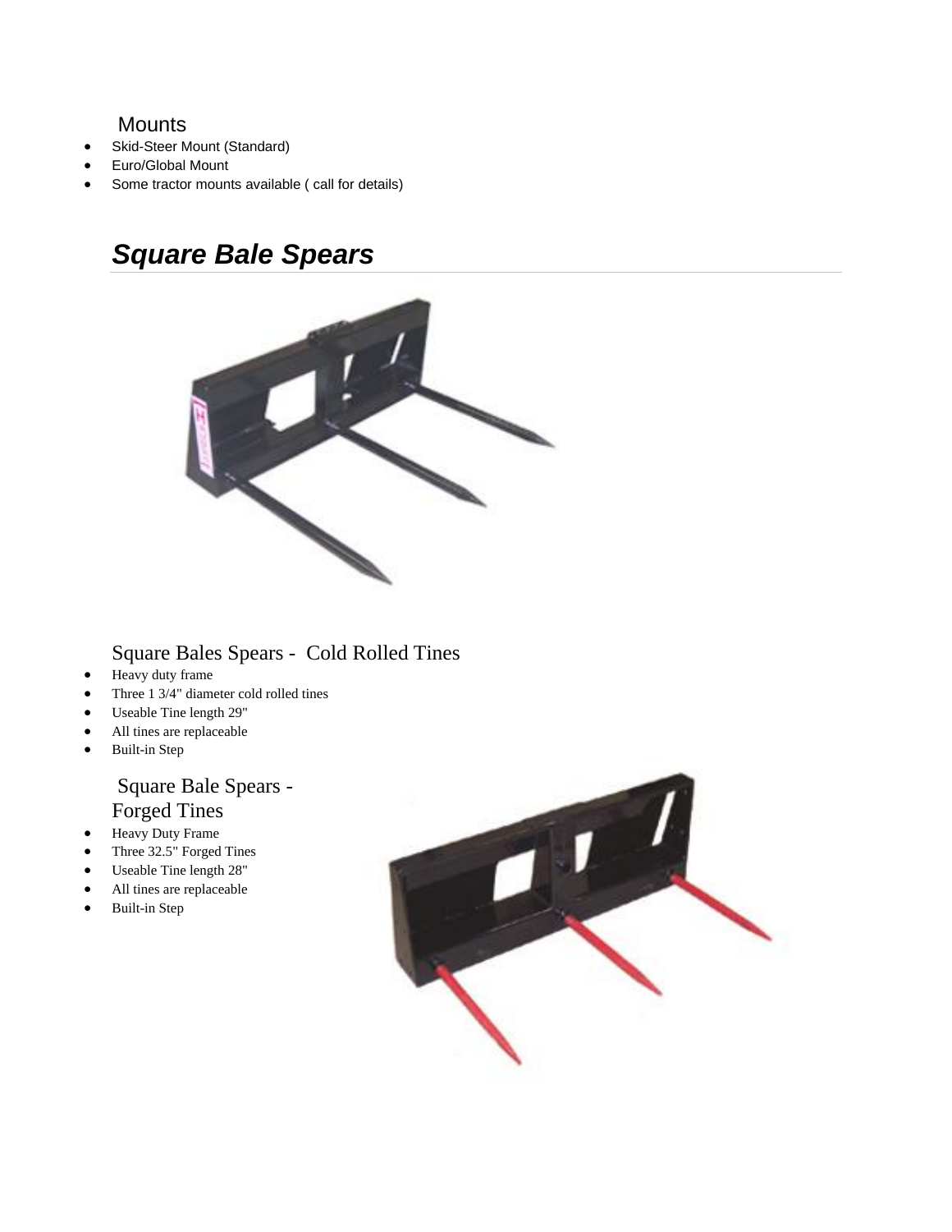### Mounts

- Skid-Steer Mount (Standard)
- Euro/Global Mount
- Some tractor mounts available ( call for details)

## *Square Bale Spears*

### Square Bales Spears - Cold Rolled Tines

- Heavy duty frame
- Three 1 3/4" diameter cold rolled tines
- Useable Tine length 29"
- All tines are replaceable
- Built-in Step

### Square Bale Spears - Forged Tines

- Heavy Duty Frame
- Three 32.5" Forged Tines
- Useable Tine length 28"
- All tines are replaceable
- Built-in Step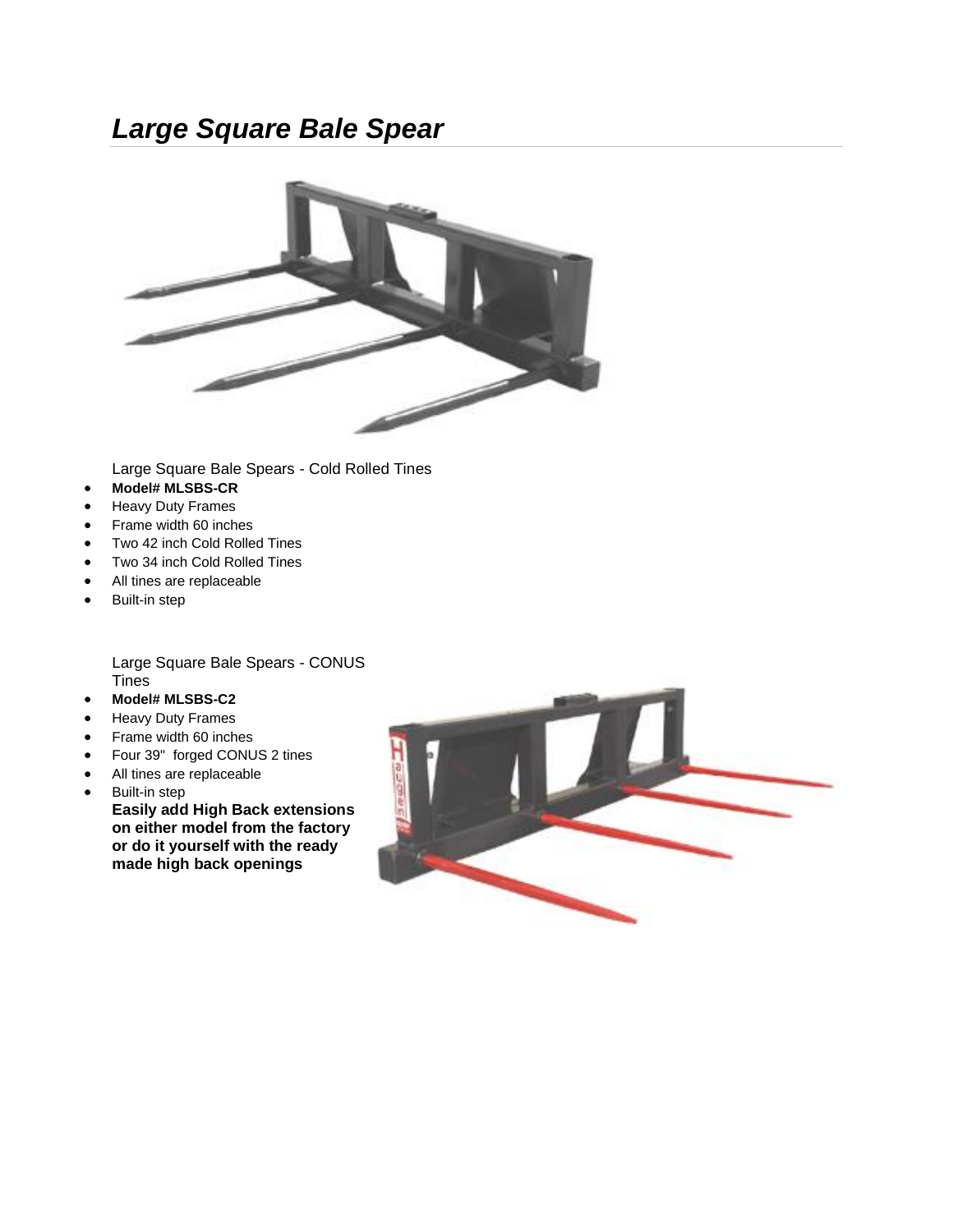# *Large Square Bale Spear*

Large Square Bale Spears - Cold Rolled Tines

- **Model# MLSBS-CR**
- Heavy Duty Frames
- Frame width 60 inches
- Two 42 inch Cold Rolled Tines
- Two 34 inch Cold Rolled Tines
- All tines are replaceable
- Built-in step

Large Square Bale Spears - CONUS Tines

- **Model# MLSBS-C2**
- Heavy Duty Frames
- Frame width 60 inches
- Four 39" forged CONUS 2 tines
- All tines are replaceable
- Built-in step

**Easily add High Back extensions on either model from the factory or do it yourself with the ready made high back openings**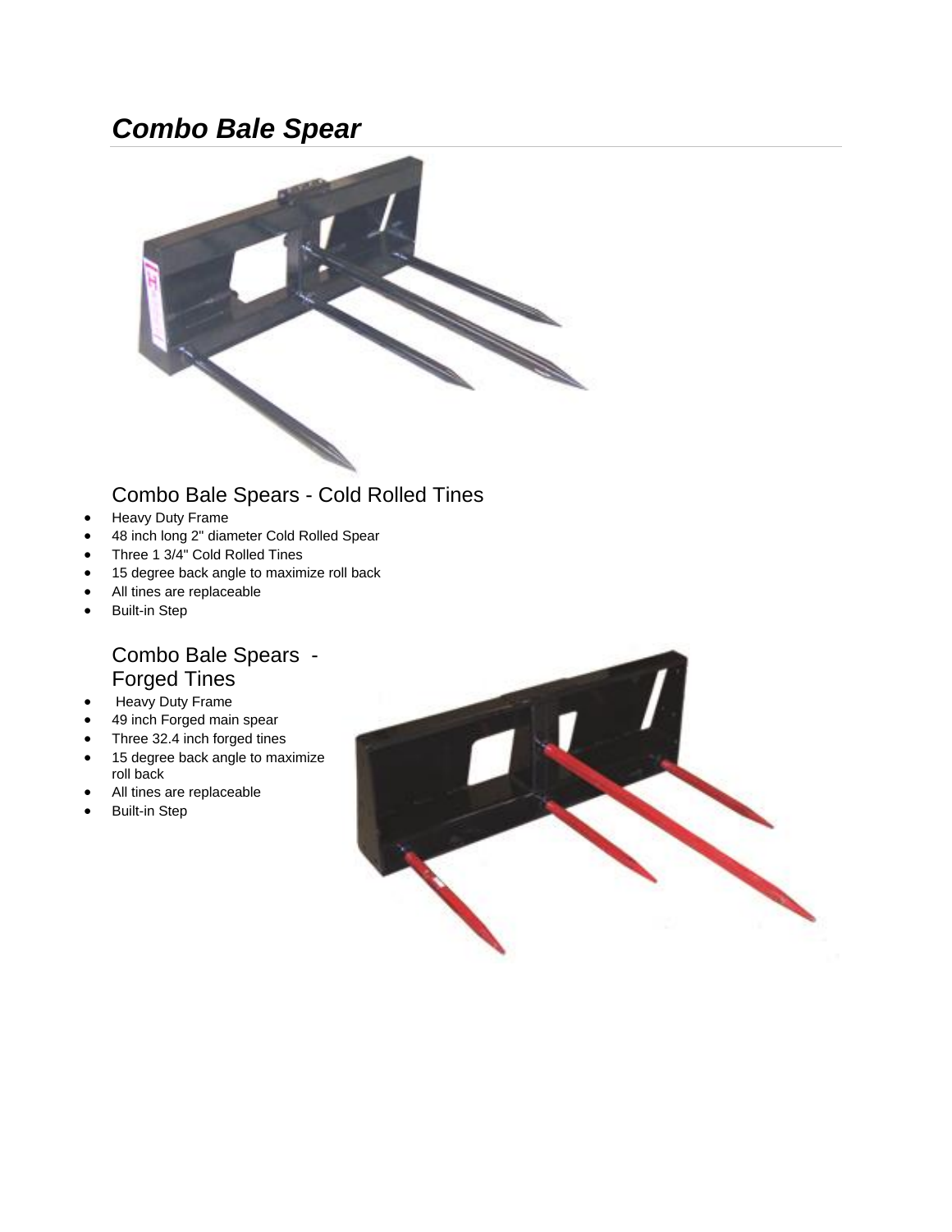# *Combo Bale Spear*

## Combo Bale Spears - Cold Rolled Tines

- Heavy Duty Frame
- 48 inch long 2" diameter Cold Rolled Spear
- Three 1 3/4" Cold Rolled Tines
- 15 degree back angle to maximize roll back
- All tines are replaceable
- Built-in Step

## Combo Bale Spears - Forged Tines

- Heavy Duty Frame
- 49 inch Forged main spear
- Three 32.4 inch forged tines
- 15 degree back angle to maximize roll back
- All tines are replaceable
- Built-in Step